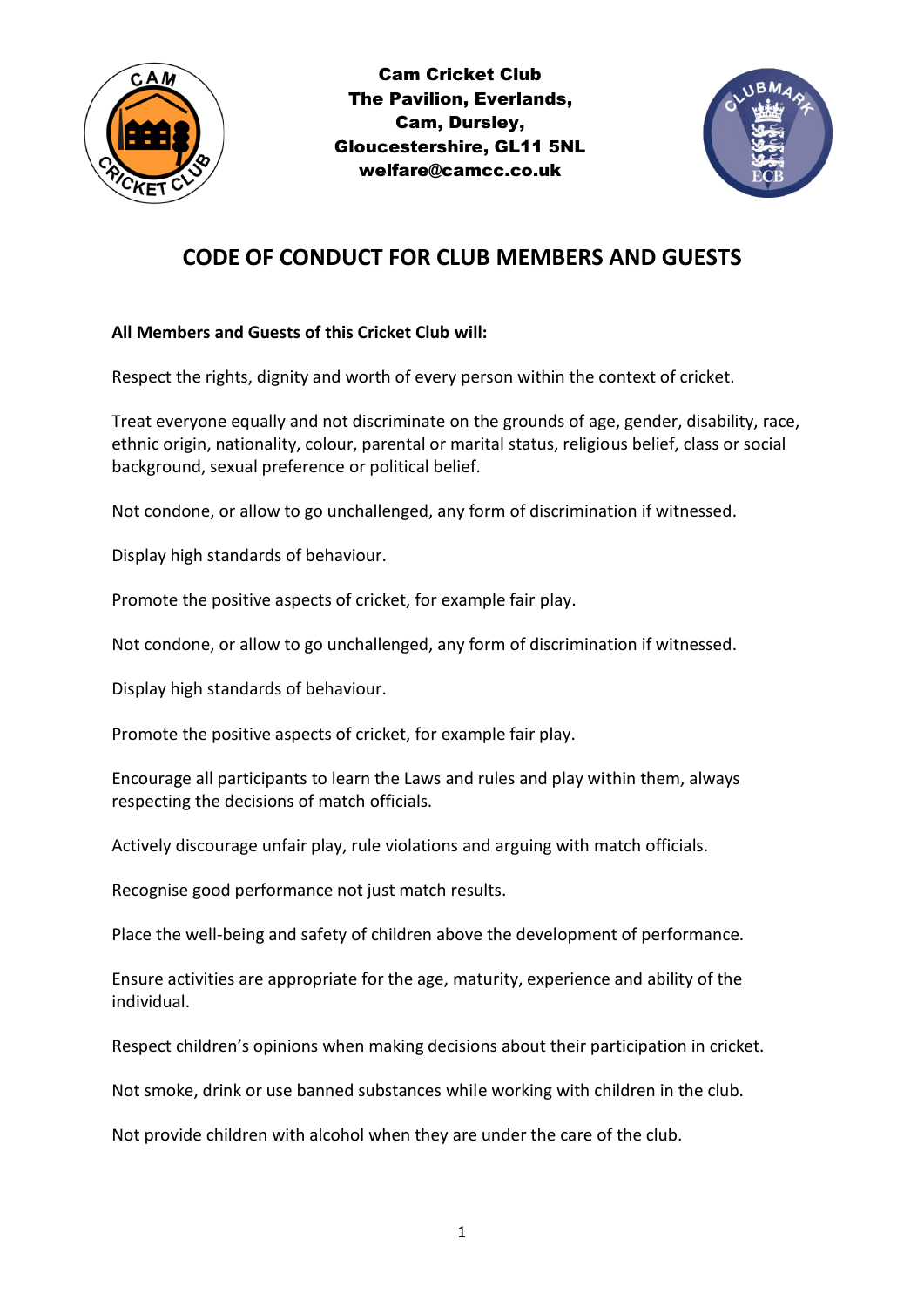**Cam Cricket Club**
**The Pavilion, Everlands,**
**Cam, Dursley,**
**Gloucestershire, GL11 5NL**
**welfare@camcc.co.uk**

# CODE OF CONDUCT FOR CLUB MEMBERS AND GUESTS

**All Members and Guests of this Cricket Club will:**

Respect the rights, dignity and worth of every person within the context of cricket.

Treat everyone equally and not discriminate on the grounds of age, gender, disability, race, ethnic origin, nationality, colour, parental or marital status, religious belief, class or social background, sexual preference or political belief.

Not condone, or allow to go unchallenged, any form of discrimination if witnessed.

Display high standards of behaviour.

Promote the positive aspects of cricket, for example fair play.

Not condone, or allow to go unchallenged, any form of discrimination if witnessed.

Display high standards of behaviour.

Promote the positive aspects of cricket, for example fair play.

Encourage all participants to learn the Laws and rules and play within them, always respecting the decisions of match officials.

Actively discourage unfair play, rule violations and arguing with match officials.

Recognise good performance not just match results.

Place the well-being and safety of children above the development of performance.

Ensure activities are appropriate for the age, maturity, experience and ability of the individual.

Respect children's opinions when making decisions about their participation in cricket.

Not smoke, drink or use banned substances while working with children in the club.

Not provide children with alcohol when they are under the care of the club.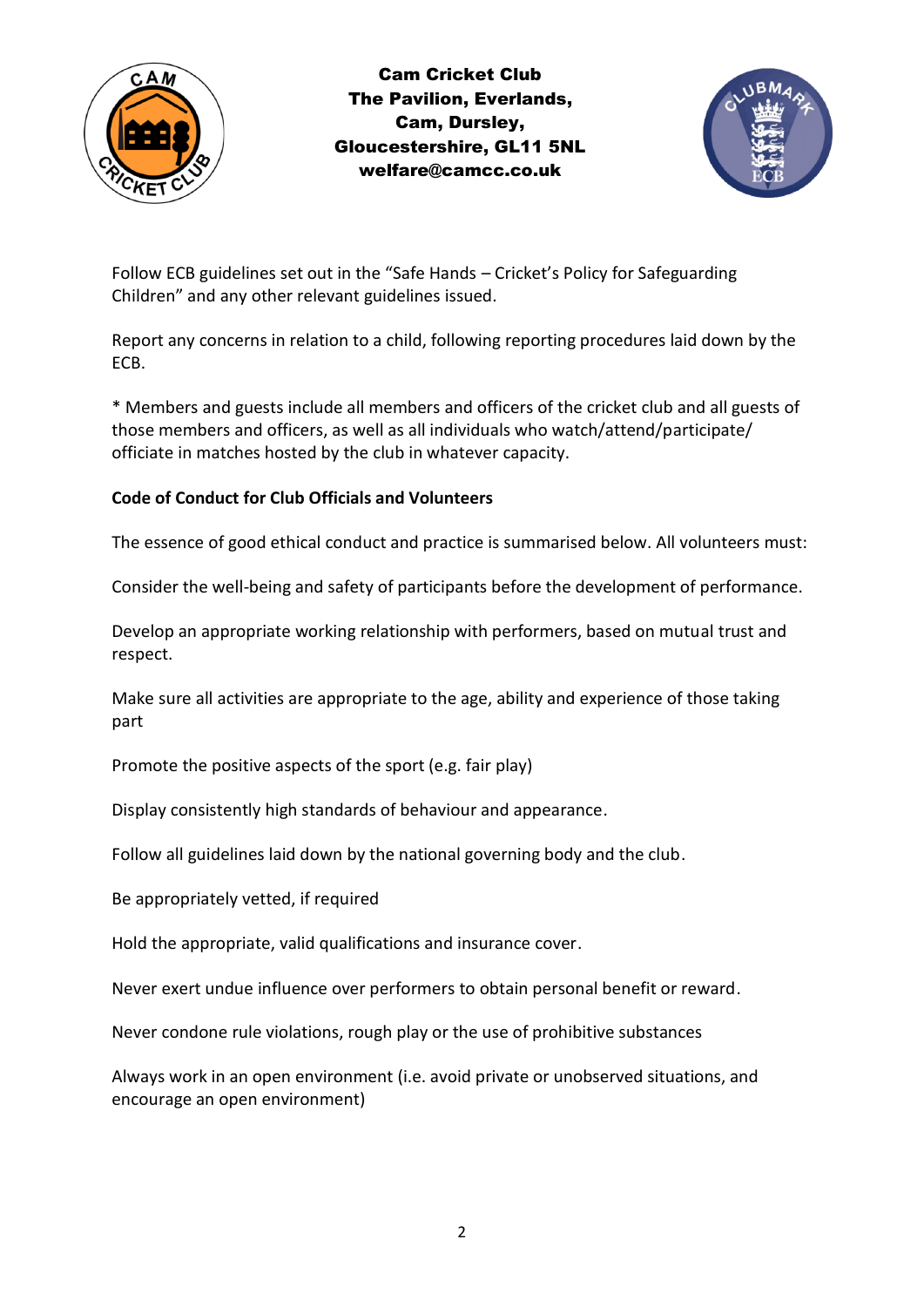Follow ECB guidelines set out in the "Safe Hands – Cricket's Policy for Safeguarding Children" and any other relevant guidelines issued.

Report any concerns in relation to a child, following reporting procedures laid down by the ECB.

* Members and guests include all members and officers of the cricket club and all guests of those members and officers, as well as all individuals who watch/attend/participate/ officiate in matches hosted by the club in whatever capacity.

**Code of Conduct for Club Officials and Volunteers**

The essence of good ethical conduct and practice is summarised below. All volunteers must:

Consider the well-being and safety of participants before the development of performance.

Develop an appropriate working relationship with performers, based on mutual trust and respect.

Make sure all activities are appropriate to the age, ability and experience of those taking part

Promote the positive aspects of the sport (e.g. fair play)

Display consistently high standards of behaviour and appearance.

Follow all guidelines laid down by the national governing body and the club.

Be appropriately vetted, if required

Hold the appropriate, valid qualifications and insurance cover.

Never exert undue influence over performers to obtain personal benefit or reward.

Never condone rule violations, rough play or the use of prohibitive substances

Always work in an open environment (i.e. avoid private or unobserved situations, and encourage an open environment)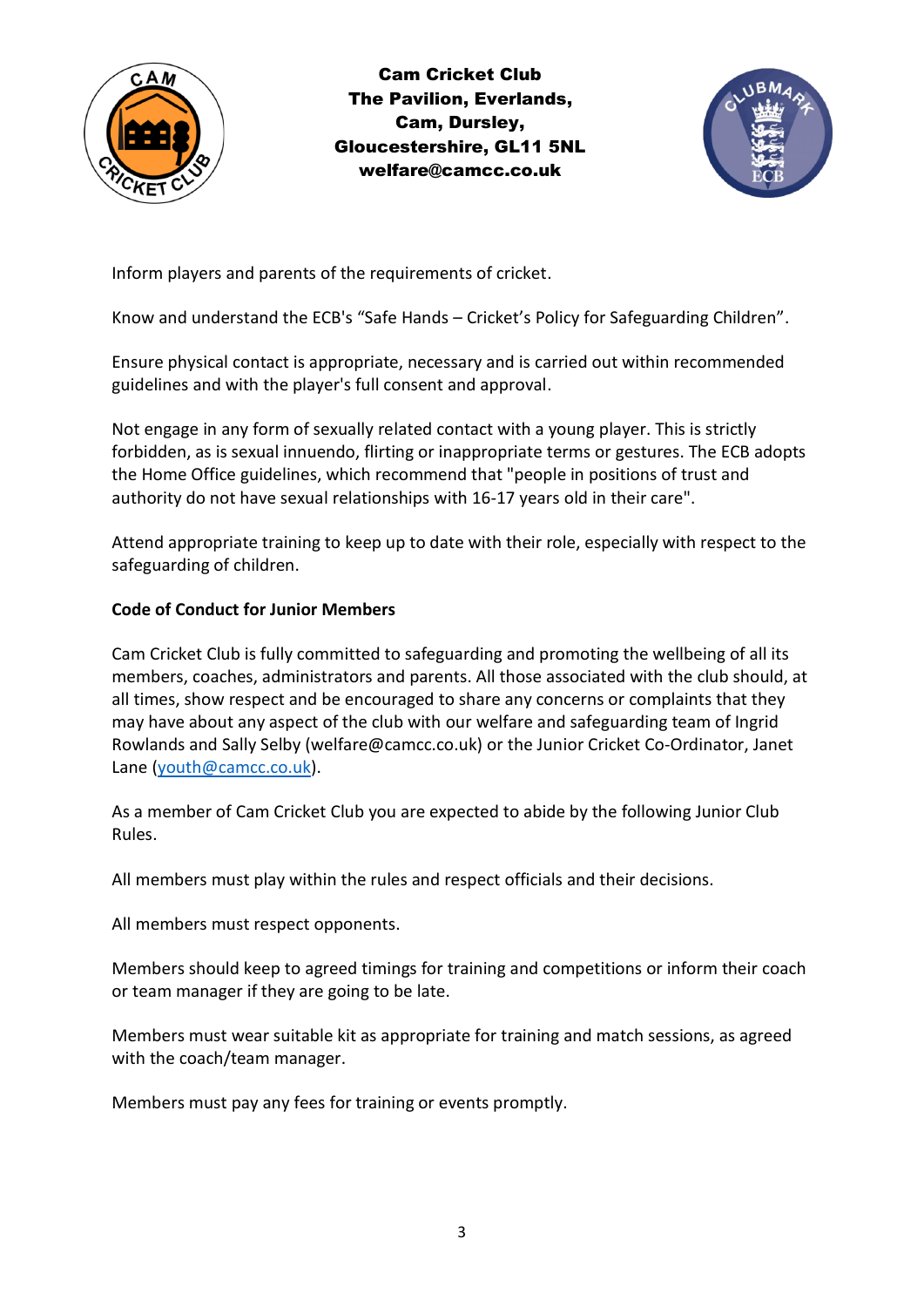Inform players and parents of the requirements of cricket.

Know and understand the ECB's "Safe Hands – Cricket's Policy for Safeguarding Children".

Ensure physical contact is appropriate, necessary and is carried out within recommended guidelines and with the player's full consent and approval.

Not engage in any form of sexually related contact with a young player. This is strictly forbidden, as is sexual innuendo, flirting or inappropriate terms or gestures. The ECB adopts the Home Office guidelines, which recommend that "people in positions of trust and authority do not have sexual relationships with 16-17 years old in their care".

Attend appropriate training to keep up to date with their role, especially with respect to the safeguarding of children.

**Code of Conduct for Junior Members**

Cam Cricket Club is fully committed to safeguarding and promoting the wellbeing of all its members, coaches, administrators and parents. All those associated with the club should, at all times, show respect and be encouraged to share any concerns or complaints that they may have about any aspect of the club with our welfare and safeguarding team of Ingrid Rowlands and Sally Selby (welfare@camcc.co.uk) or the Junior Cricket Co-Ordinator, Janet Lane (youth@camcc.co.uk).

As a member of Cam Cricket Club you are expected to abide by the following Junior Club Rules.

All members must play within the rules and respect officials and their decisions.

All members must respect opponents.

Members should keep to agreed timings for training and competitions or inform their coach or team manager if they are going to be late.

Members must wear suitable kit as appropriate for training and match sessions, as agreed with the coach/team manager.

Members must pay any fees for training or events promptly.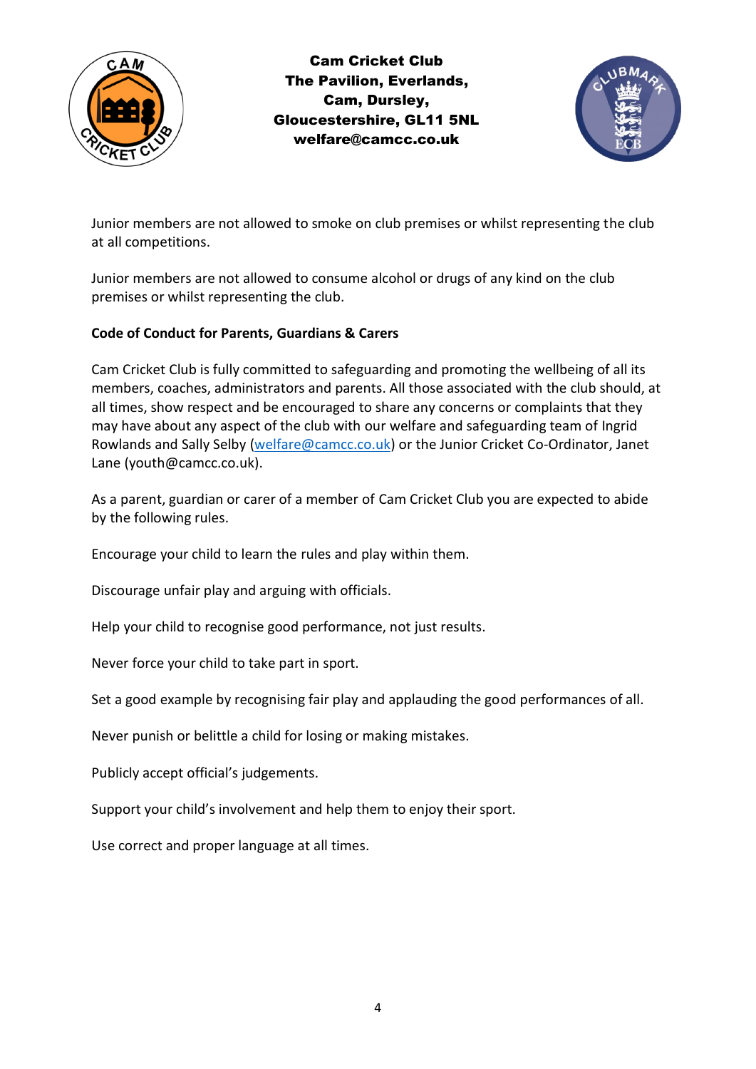Junior members are not allowed to smoke on club premises or whilst representing the club at all competitions.

Junior members are not allowed to consume alcohol or drugs of any kind on the club premises or whilst representing the club.

**Code of Conduct for Parents, Guardians & Carers**

Cam Cricket Club is fully committed to safeguarding and promoting the wellbeing of all its members, coaches, administrators and parents. All those associated with the club should, at all times, show respect and be encouraged to share any concerns or complaints that they may have about any aspect of the club with our welfare and safeguarding team of Ingrid Rowlands and Sally Selby (welfare@camcc.co.uk) or the Junior Cricket Co-Ordinator, Janet Lane (youth@camcc.co.uk).

As a parent, guardian or carer of a member of Cam Cricket Club you are expected to abide by the following rules.

Encourage your child to learn the rules and play within them.

Discourage unfair play and arguing with officials.

Help your child to recognise good performance, not just results.

Never force your child to take part in sport.

Set a good example by recognising fair play and applauding the good performances of all.

Never punish or belittle a child for losing or making mistakes.

Publicly accept official's judgements.

Support your child's involvement and help them to enjoy their sport.

Use correct and proper language at all times.